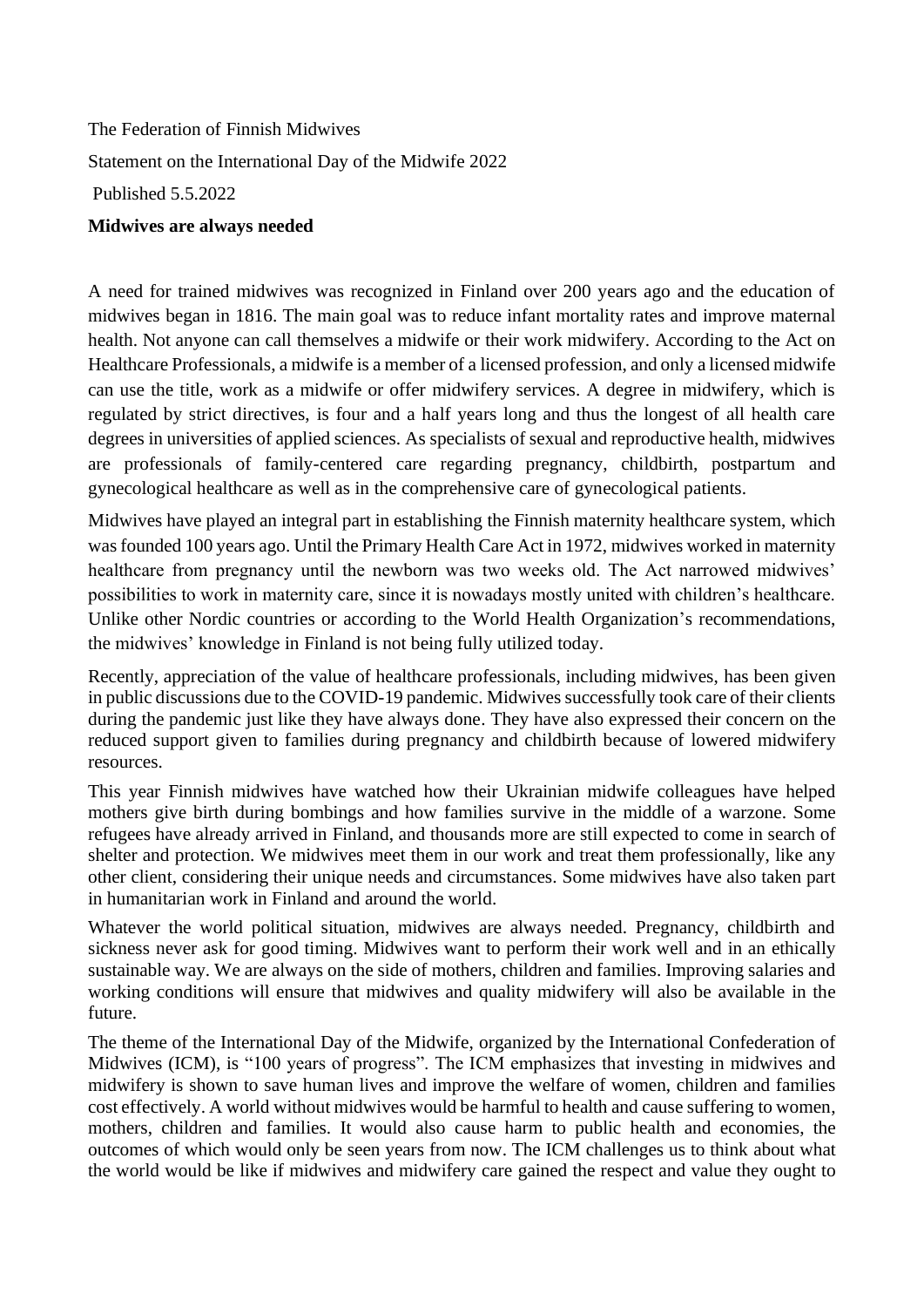The Federation of Finnish Midwives

Statement on the International Day of the Midwife 2022

Published 5.5.2022

**Midwives are always needed**

A need for trained midwives was recognized in Finland over 200 years ago and the education of midwives began in 1816. The main goal was to reduce infant mortality rates and improve maternal health. Not anyone can call themselves a midwife or their work midwifery. According to the Act on Healthcare Professionals, a midwife is a member of a licensed profession, and only a licensed midwife can use the title, work as a midwife or offer midwifery services. A degree in midwifery, which is regulated by strict directives, is four and a half years long and thus the longest of all health care degrees in universities of applied sciences. As specialists of sexual and reproductive health, midwives are professionals of family-centered care regarding pregnancy, childbirth, postpartum and gynecological healthcare as well as in the comprehensive care of gynecological patients.

Midwives have played an integral part in establishing the Finnish maternity healthcare system, which was founded 100 years ago. Until the Primary Health Care Act in 1972, midwives worked in maternity healthcare from pregnancy until the newborn was two weeks old. The Act narrowed midwives' possibilities to work in maternity care, since it is nowadays mostly united with children's healthcare. Unlike other Nordic countries or according to the World Health Organization's recommendations, the midwives' knowledge in Finland is not being fully utilized today.

Recently, appreciation of the value of healthcare professionals, including midwives, has been given in public discussions due to the COVID-19 pandemic. Midwives successfully took care of their clients during the pandemic just like they have always done. They have also expressed their concern on the reduced support given to families during pregnancy and childbirth because of lowered midwifery resources.

This year Finnish midwives have watched how their Ukrainian midwife colleagues have helped mothers give birth during bombings and how families survive in the middle of a warzone. Some refugees have already arrived in Finland, and thousands more are still expected to come in search of shelter and protection. We midwives meet them in our work and treat them professionally, like any other client, considering their unique needs and circumstances. Some midwives have also taken part in humanitarian work in Finland and around the world.

Whatever the world political situation, midwives are always needed. Pregnancy, childbirth and sickness never ask for good timing. Midwives want to perform their work well and in an ethically sustainable way. We are always on the side of mothers, children and families. Improving salaries and working conditions will ensure that midwives and quality midwifery will also be available in the future.

The theme of the International Day of the Midwife, organized by the International Confederation of Midwives (ICM), is "100 years of progress". The ICM emphasizes that investing in midwives and midwifery is shown to save human lives and improve the welfare of women, children and families cost effectively. A world without midwives would be harmful to health and cause suffering to women, mothers, children and families. It would also cause harm to public health and economies, the outcomes of which would only be seen years from now. The ICM challenges us to think about what the world would be like if midwives and midwifery care gained the respect and value they ought to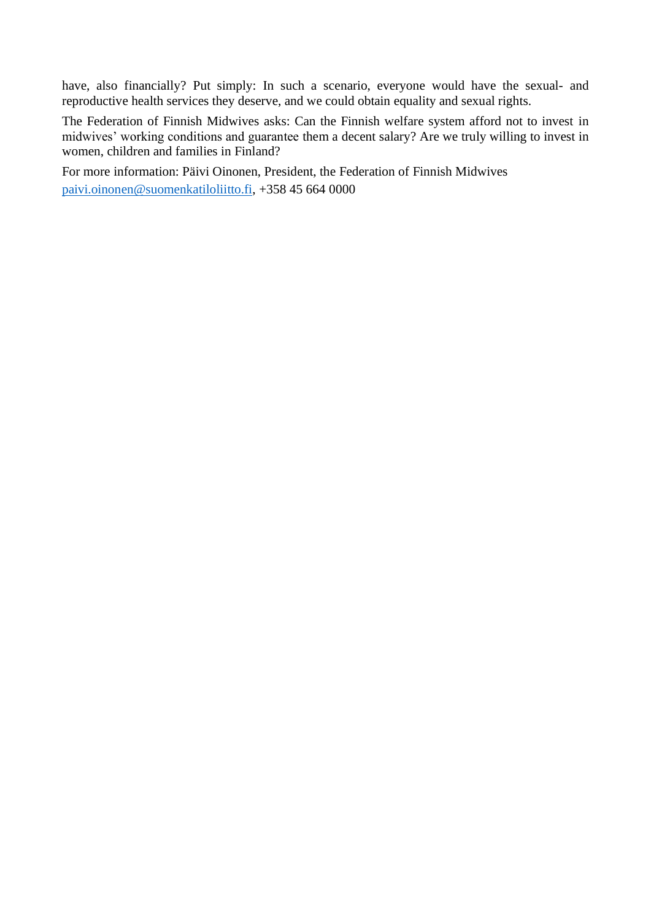have, also financially? Put simply: In such a scenario, everyone would have the sexual- and reproductive health services they deserve, and we could obtain equality and sexual rights.

The Federation of Finnish Midwives asks: Can the Finnish welfare system afford not to invest in midwives' working conditions and guarantee them a decent salary? Are we truly willing to invest in women, children and families in Finland?

For more information: Päivi Oinonen, President, the Federation of Finnish Midwives
paivi.oinonen@suomenkatiloliitto.fi, +358 45 664 0000